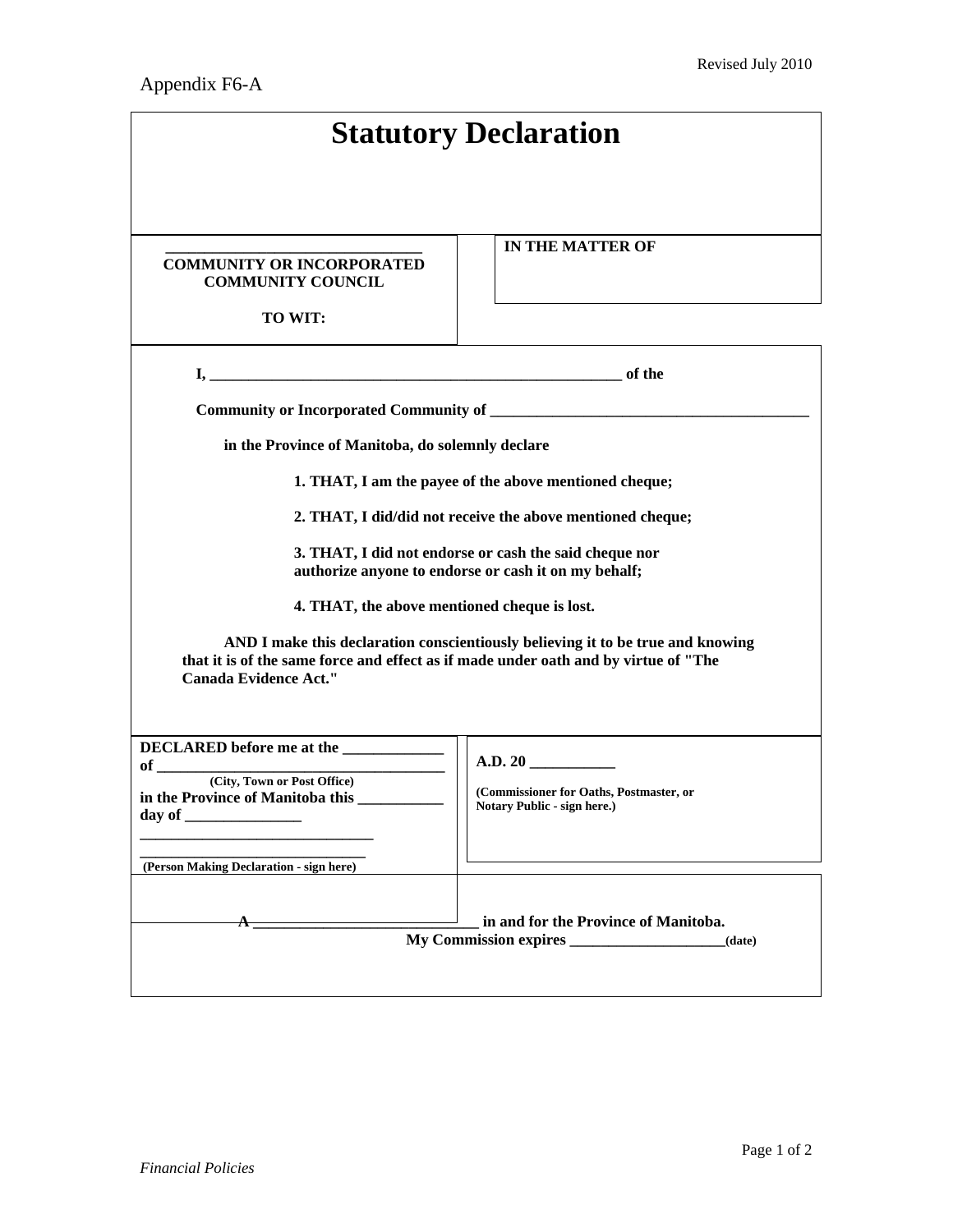Appendix F6-A

Revised July 2010

# Statutory Declaration

| \_\_\_\_\_\_\_\_\_\_\_\_\_\_\_\_\_\_\_\_\_\_\_\_\_\_\_\_\_\_\_\_ **COMMUNITY OR INCORPORATED COMMUNITY COUNCIL** **TO WIT:** | **IN THE MATTER OF** |
| --- | --- |

**I, \_\_\_\_\_\_\_\_\_\_\_\_\_\_\_\_\_\_\_\_\_\_\_\_\_\_\_\_\_\_\_\_\_\_\_\_\_\_\_\_\_\_\_\_\_\_\_\_\_\_\_\_\_\_ of the**

**Community or Incorporated Community of \_\_\_\_\_\_\_\_\_\_\_\_\_\_\_\_\_\_\_\_\_\_\_\_\_\_\_\_\_\_\_\_\_\_\_\_\_\_\_\_\_\_**

**in the Province of Manitoba, do solemnly declare**

**1. THAT, I am the payee of the above mentioned cheque;**

**2. THAT, I did/did not receive the above mentioned cheque;**

**3. THAT, I did not endorse or cash the said cheque nor authorize anyone to endorse or cash it on my behalf;**

**4. THAT, the above mentioned cheque is lost.**

**AND I make this declaration conscientiously believing it to be true and knowing that it is of the same force and effect as if made under oath and by virtue of "The Canada Evidence Act."**

| **DECLARED before me at the \_\_\_\_\_\_\_\_\_\_\_\_\_ of \_\_\_\_\_\_\_\_\_\_\_\_\_\_\_\_\_\_\_\_\_\_\_\_\_\_\_\_\_\_\_\_\_\_\_\_\_\_** **(City, Town or Post Office)** **in the Province of Manitoba this \_\_\_\_\_\_\_\_\_\_\_ day of \_\_\_\_\_\_\_\_\_\_\_\_\_\_\_\_** \_\_\_\_\_\_\_\_\_\_\_\_\_\_\_\_\_\_\_\_\_\_\_\_\_\_\_\_\_\_ **(Person Making Declaration - sign here)** | **A.D. 20 \_\_\_\_\_\_\_\_\_\_\_** **(Commissioner for Oaths, Postmaster, or Notary Public - sign here.)** |
| --- | --- |

**A \_\_\_\_\_\_\_\_\_\_\_\_\_\_\_\_\_\_\_\_\_\_\_\_\_\_\_\_\_\_ in and for the Province of Manitoba.**
**My Commission expires \_\_\_\_\_\_\_\_\_\_\_\_\_\_\_\_\_\_\_\_(date)**

*Financial Policies*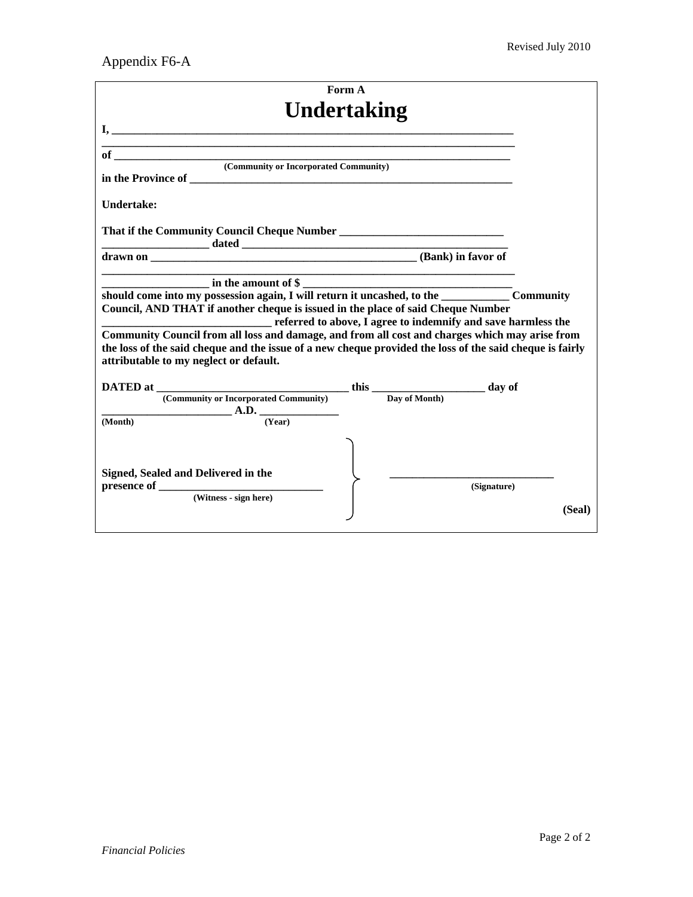Appendix F6-A

**Form A**

# Undertaking

**I, ______________________________________________________________________**

**______________________________________________________________________**

**of ______________________________________________________________________**
**(Community or Incorporated Community)**

**in the Province of ______________________________________________________**

**Undertake:**

**That if the Community Council Cheque Number ______________________________**
**___________________ dated _____________________________________________**
**drawn on _______________________________________________ (Bank) in favor of**
**______________________________________________________________________**
**___________________ in the amount of $ ____________________________________**
**should come into my possession again, I will return it uncashed, to the ____________ Community Council, AND THAT if another cheque is issued in the place of said Cheque Number ______________________________ referred to above, I agree to indemnify and save harmless the Community Council from all loss and damage, and from all cost and charges which may arise from the loss of the said cheque and the issue of a new cheque provided the loss of the said cheque is fairly attributable to my neglect or default.**

**DATED at __________________________________ this ____________________ day of**
**(Community or Incorporated Community)** **Day of Month)**

**________________________ A.D. ______________**
**(Month)** **(Year)**

**Signed, Sealed and Delivered in the presence of ____________________________**
**(Witness - sign here)**

**______________________________**
**(Signature)**

**(Seal)**

*Financial Policies*